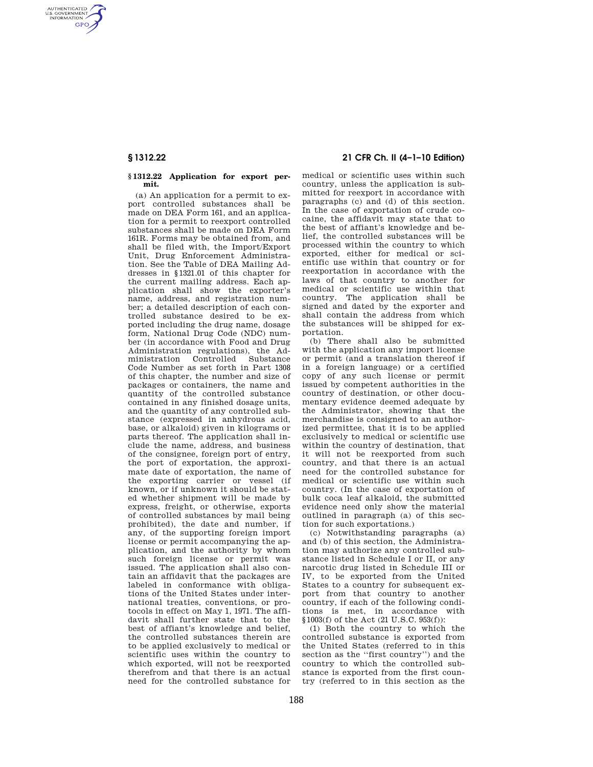### § 1312.22 Application for export permit.

(a) An application for a permit to export controlled substances shall be made on DEA Form 161, and an application for a permit to reexport controlled substances shall be made on DEA Form 161R. Forms may be obtained from, and shall be filed with, the Import/Export Unit, Drug Enforcement Administration. See the Table of DEA Mailing Addresses in §1321.01 of this chapter for the current mailing address. Each application shall show the exporter's name, address, and registration number; a detailed description of each controlled substance desired to be exported including the drug name, dosage form, National Drug Code (NDC) number (in accordance with Food and Drug Administration regulations), the Administration Controlled Substance Code Number as set forth in Part 1308 of this chapter, the number and size of packages or containers, the name and quantity of the controlled substance contained in any finished dosage units, and the quantity of any controlled substance (expressed in anhydrous acid, base, or alkaloid) given in kilograms or parts thereof. The application shall include the name, address, and business of the consignee, foreign port of entry, the port of exportation, the approximate date of exportation, the name of the exporting carrier or vessel (if known, or if unknown it should be stated whether shipment will be made by express, freight, or otherwise, exports of controlled substances by mail being prohibited), the date and number, if any, of the supporting foreign import license or permit accompanying the application, and the authority by whom such foreign license or permit was issued. The application shall also contain an affidavit that the packages are labeled in conformance with obligations of the United States under international treaties, conventions, or protocols in effect on May 1, 1971. The affidavit shall further state that to the best of affiant's knowledge and belief, the controlled substances therein are to be applied exclusively to medical or scientific uses within the country to which exported, will not be reexported therefrom and that there is an actual need for the controlled substance for medical or scientific uses within such country, unless the application is submitted for reexport in accordance with paragraphs (c) and (d) of this section. In the case of exportation of crude cocaine, the affidavit may state that to the best of affiant's knowledge and belief, the controlled substances will be processed within the country to which exported, either for medical or scientific use within that country or for reexportation in accordance with the laws of that country to another for medical or scientific use within that country. The application shall be signed and dated by the exporter and shall contain the address from which the substances will be shipped for exportation.

(b) There shall also be submitted with the application any import license or permit (and a translation thereof if in a foreign language) or a certified copy of any such license or permit issued by competent authorities in the country of destination, or other documentary evidence deemed adequate by the Administrator, showing that the merchandise is consigned to an authorized permittee, that it is to be applied exclusively to medical or scientific use within the country of destination, that it will not be reexported from such country, and that there is an actual need for the controlled substance for medical or scientific use within such country. (In the case of exportation of bulk coca leaf alkaloid, the submitted evidence need only show the material outlined in paragraph (a) of this section for such exportations.)

(c) Notwithstanding paragraphs (a) and (b) of this section, the Administration may authorize any controlled substance listed in Schedule I or II, or any narcotic drug listed in Schedule III or IV, to be exported from the United States to a country for subsequent export from that country to another country, if each of the following conditions is met, in accordance with §1003(f) of the Act (21 U.S.C. 953(f)):

(1) Both the country to which the controlled substance is exported from the United States (referred to in this section as the "first country") and the country to which the controlled substance is exported from the first country (referred to in this section as the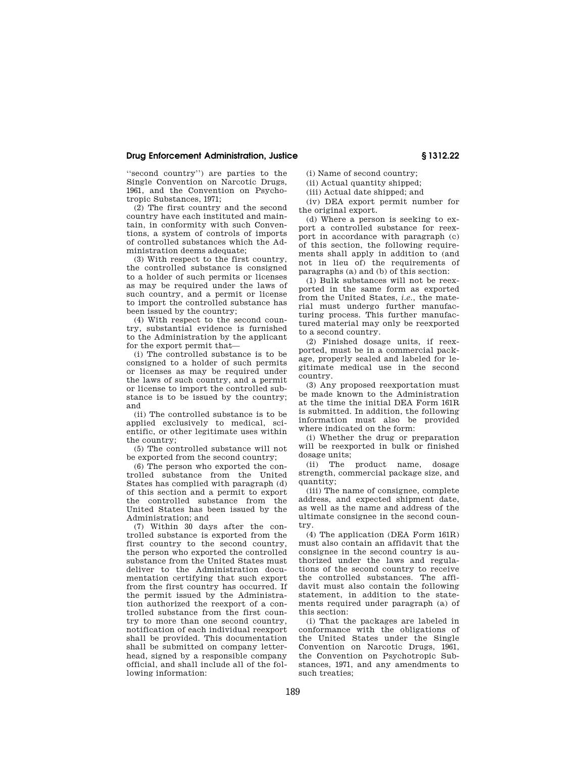"second country") are parties to the Single Convention on Narcotic Drugs, 1961, and the Convention on Psychotropic Substances, 1971;

(2) The first country and the second country have each instituted and maintain, in conformity with such Conventions, a system of controls of imports of controlled substances which the Administration deems adequate;

(3) With respect to the first country, the controlled substance is consigned to a holder of such permits or licenses as may be required under the laws of such country, and a permit or license to import the controlled substance has been issued by the country;

(4) With respect to the second country, substantial evidence is furnished to the Administration by the applicant for the export permit that—

(i) The controlled substance is to be consigned to a holder of such permits or licenses as may be required under the laws of such country, and a permit or license to import the controlled substance is to be issued by the country; and

(ii) The controlled substance is to be applied exclusively to medical, scientific, or other legitimate uses within the country;

(5) The controlled substance will not be exported from the second country;

(6) The person who exported the controlled substance from the United States has complied with paragraph (d) of this section and a permit to export the controlled substance from the United States has been issued by the Administration; and

(7) Within 30 days after the controlled substance is exported from the first country to the second country, the person who exported the controlled substance from the United States must deliver to the Administration documentation certifying that such export from the first country has occurred. If the permit issued by the Administration authorized the reexport of a controlled substance from the first country to more than one second country, notification of each individual reexport shall be provided. This documentation shall be submitted on company letterhead, signed by a responsible company official, and shall include all of the following information:

(i) Name of second country;

(ii) Actual quantity shipped;

(iii) Actual date shipped; and

(iv) DEA export permit number for the original export.

(d) Where a person is seeking to export a controlled substance for reexport in accordance with paragraph (c) of this section, the following requirements shall apply in addition to (and not in lieu of) the requirements of paragraphs (a) and (b) of this section:

(1) Bulk substances will not be reexported in the same form as exported from the United States, *i.e.*, the material must undergo further manufacturing process. This further manufactured material may only be reexported to a second country.

(2) Finished dosage units, if reexported, must be in a commercial package, properly sealed and labeled for legitimate medical use in the second country.

(3) Any proposed reexportation must be made known to the Administration at the time the initial DEA Form 161R is submitted. In addition, the following information must also be provided where indicated on the form:

(i) Whether the drug or preparation will be reexported in bulk or finished dosage units;

(ii) The product name, dosage strength, commercial package size, and quantity;

(iii) The name of consignee, complete address, and expected shipment date, as well as the name and address of the ultimate consignee in the second country.

(4) The application (DEA Form 161R) must also contain an affidavit that the consignee in the second country is authorized under the laws and regulations of the second country to receive the controlled substances. The affidavit must also contain the following statement, in addition to the statements required under paragraph (a) of this section:

(i) That the packages are labeled in conformance with the obligations of the United States under the Single Convention on Narcotic Drugs, 1961, the Convention on Psychotropic Substances, 1971, and any amendments to such treaties;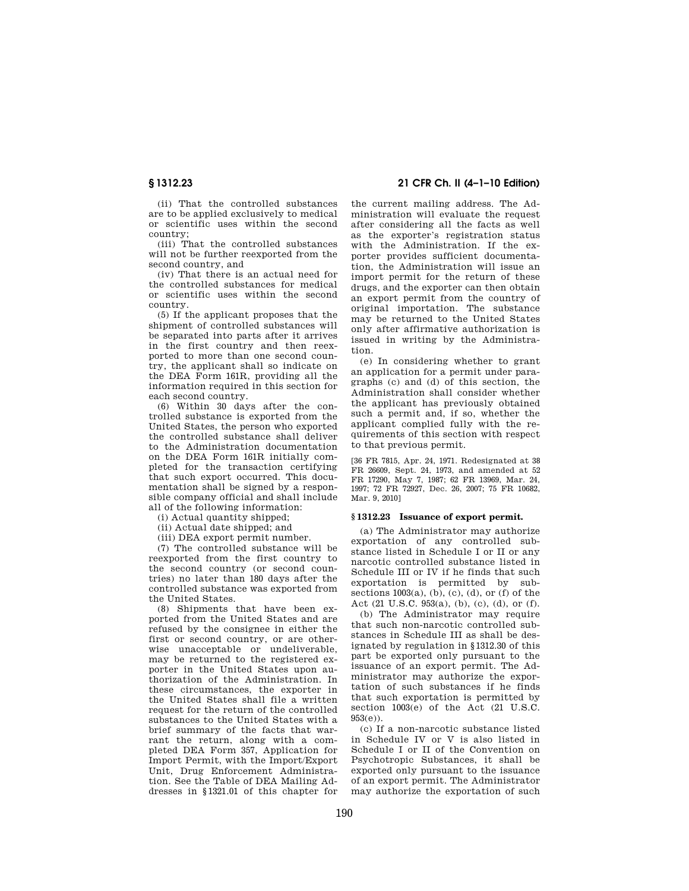(ii) That the controlled substances are to be applied exclusively to medical or scientific uses within the second country;

(iii) That the controlled substances will not be further reexported from the second country, and

(iv) That there is an actual need for the controlled substances for medical or scientific uses within the second country.

(5) If the applicant proposes that the shipment of controlled substances will be separated into parts after it arrives in the first country and then reexported to more than one second country, the applicant shall so indicate on the DEA Form 161R, providing all the information required in this section for each second country.

(6) Within 30 days after the controlled substance is exported from the United States, the person who exported the controlled substance shall deliver to the Administration documentation on the DEA Form 161R initially completed for the transaction certifying that such export occurred. This documentation shall be signed by a responsible company official and shall include all of the following information:

(i) Actual quantity shipped;

(ii) Actual date shipped; and

(iii) DEA export permit number.

(7) The controlled substance will be reexported from the first country to the second country (or second countries) no later than 180 days after the controlled substance was exported from the United States.

(8) Shipments that have been exported from the United States and are refused by the consignee in either the first or second country, or are otherwise unacceptable or undeliverable, may be returned to the registered exporter in the United States upon authorization of the Administration. In these circumstances, the exporter in the United States shall file a written request for the return of the controlled substances to the United States with a brief summary of the facts that warrant the return, along with a completed DEA Form 357, Application for Import Permit, with the Import/Export Unit, Drug Enforcement Administration. See the Table of DEA Mailing Addresses in §1321.01 of this chapter for the current mailing address. The Administration will evaluate the request after considering all the facts as well as the exporter's registration status with the Administration. If the exporter provides sufficient documentation, the Administration will issue an import permit for the return of these drugs, and the exporter can then obtain an export permit from the country of original importation. The substance may be returned to the United States only after affirmative authorization is issued in writing by the Administration.

(e) In considering whether to grant an application for a permit under paragraphs (c) and (d) of this section, the Administration shall consider whether the applicant has previously obtained such a permit and, if so, whether the applicant complied fully with the requirements of this section with respect to that previous permit.

[36 FR 7815, Apr. 24, 1971. Redesignated at 38 FR 26609, Sept. 24, 1973, and amended at 52 FR 17290, May 7, 1987; 62 FR 13969, Mar. 24, 1997; 72 FR 72927, Dec. 26, 2007; 75 FR 10682, Mar. 9, 2010]

### §1312.23 Issuance of export permit.

(a) The Administrator may authorize exportation of any controlled substance listed in Schedule I or II or any narcotic controlled substance listed in Schedule III or IV if he finds that such exportation is permitted by subsections 1003(a), (b), (c), (d), or (f) of the Act (21 U.S.C. 953(a), (b), (c), (d), or (f).

(b) The Administrator may require that such non-narcotic controlled substances in Schedule III as shall be designated by regulation in §1312.30 of this part be exported only pursuant to the issuance of an export permit. The Administrator may authorize the exportation of such substances if he finds that such exportation is permitted by section 1003(e) of the Act (21 U.S.C. 953(e)).

(c) If a non-narcotic substance listed in Schedule IV or V is also listed in Schedule I or II of the Convention on Psychotropic Substances, it shall be exported only pursuant to the issuance of an export permit. The Administrator may authorize the exportation of such